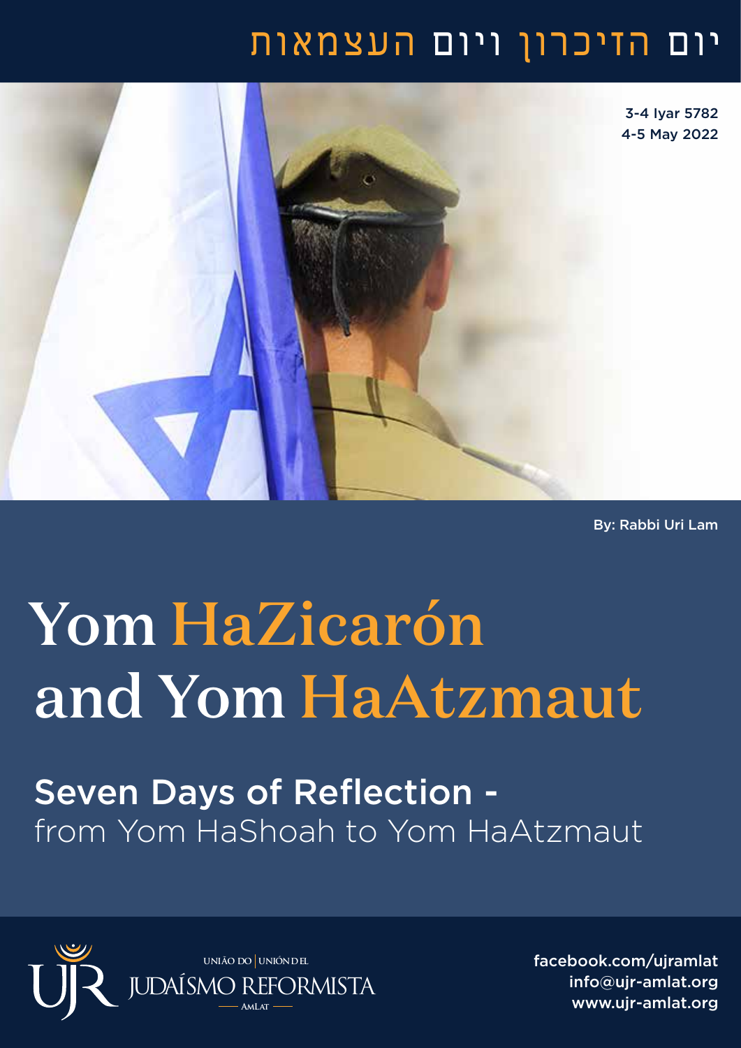יום הזיכרון ויום העצמאות

3-4 Iyar 5782
4-5 May 2022

By: Rabbi Uri Lam

# Yom HaZicarón and Yom HaAtzmaut

## Seven Days of Reflection - from Yom HaShoah to Yom HaAtzmaut

UNIÃO DO | UNIÓN DEL
JUDAÍSMO REFORMISTA
AMLAT

facebook.com/ujramlat
info@ujr-amlat.org
www.ujr-amlat.org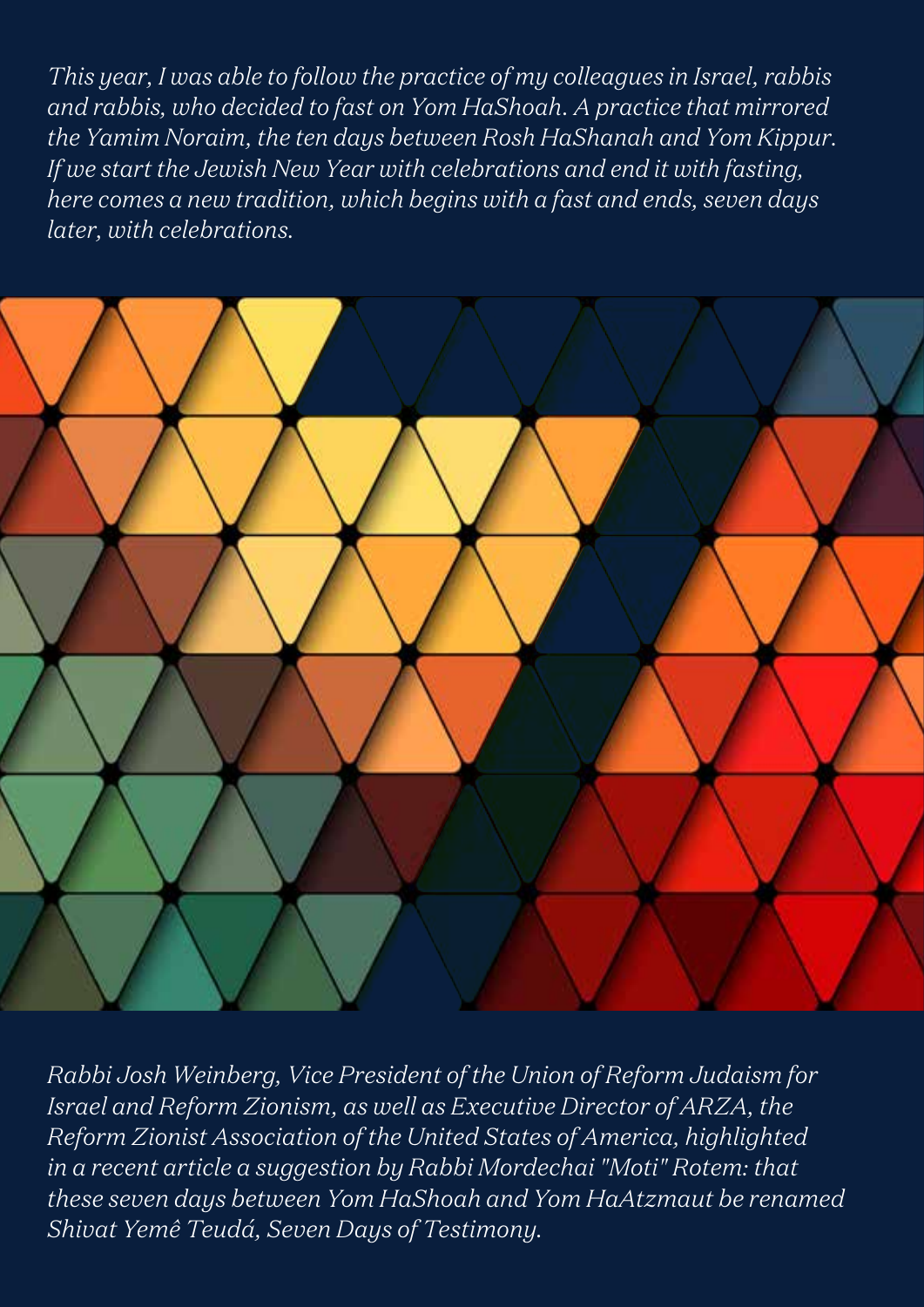*This year, I was able to follow the practice of my colleagues in Israel, rabbis and rabbis, who decided to fast on Yom HaShoah. A practice that mirrored the Yamim Noraim, the ten days between Rosh HaShanah and Yom Kippur. If we start the Jewish New Year with celebrations and end it with fasting, here comes a new tradition, which begins with a fast and ends, seven days later, with celebrations.*

*Rabbi Josh Weinberg, Vice President of the Union of Reform Judaism for Israel and Reform Zionism, as well as Executive Director of ARZA, the Reform Zionist Association of the United States of America, highlighted in a recent article a suggestion by Rabbi Mordechai "Moti" Rotem: that these seven days between Yom HaShoah and Yom HaAtzmaut be renamed Shivat Yemê Teudá, Seven Days of Testimony.*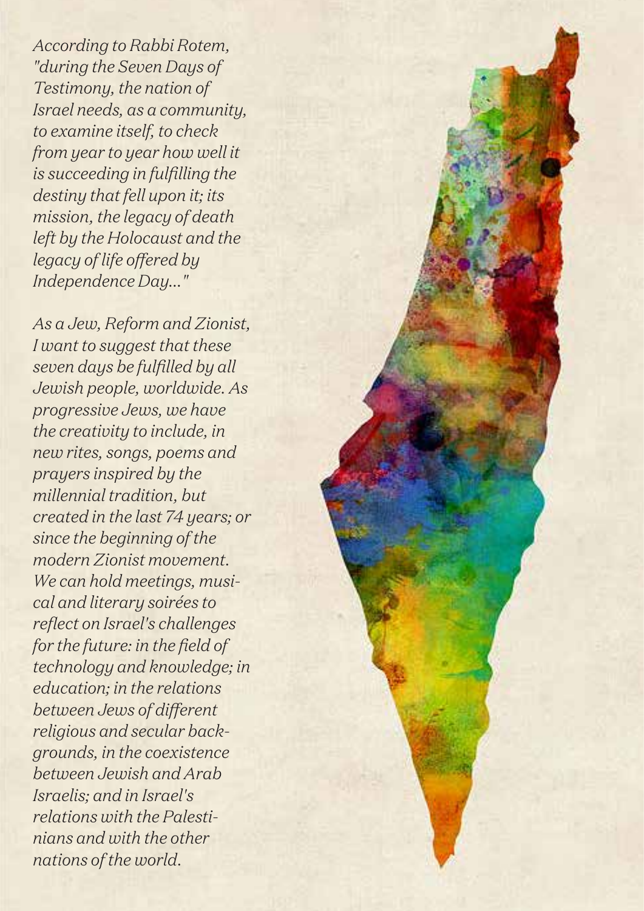*According to Rabbi Rotem, "during the Seven Days of Testimony, the nation of Israel needs, as a community, to examine itself, to check from year to year how well it is succeeding in fulfilling the destiny that fell upon it; its mission, the legacy of death left by the Holocaust and the legacy of life offered by Independence Day..."*

*As a Jew, Reform and Zionist, I want to suggest that these seven days be fulfilled by all Jewish people, worldwide. As progressive Jews, we have the creativity to include, in new rites, songs, poems and prayers inspired by the millennial tradition, but created in the last 74 years; or since the beginning of the modern Zionist movement. We can hold meetings, musical and literary soirées to reflect on Israel's challenges for the future: in the field of technology and knowledge; in education; in the relations between Jews of different religious and secular backgrounds, in the coexistence between Jewish and Arab Israelis; and in Israel's relations with the Palestinians and with the other nations of the world.*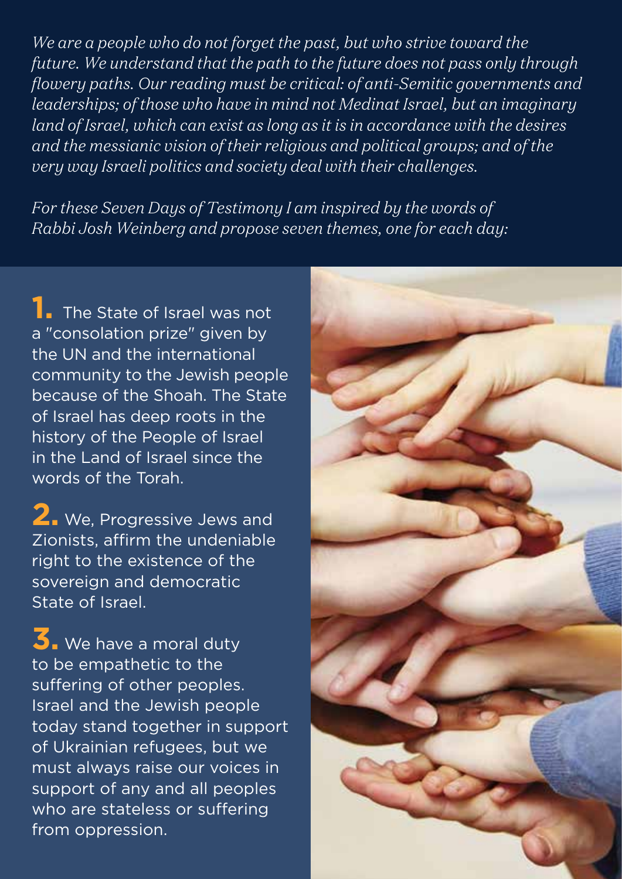*We are a people who do not forget the past, but who strive toward the future. We understand that the path to the future does not pass only through flowery paths. Our reading must be critical: of anti-Semitic governments and leaderships; of those who have in mind not Medinat Israel, but an imaginary land of Israel, which can exist as long as it is in accordance with the desires and the messianic vision of their religious and political groups; and of the very way Israeli politics and society deal with their challenges.*

*For these Seven Days of Testimony I am inspired by the words of Rabbi Josh Weinberg and propose seven themes, one for each day:*

**1.** The State of Israel was not a "consolation prize" given by the UN and the international community to the Jewish people because of the Shoah. The State of Israel has deep roots in the history of the People of Israel in the Land of Israel since the words of the Torah.

**2.** We, Progressive Jews and Zionists, affirm the undeniable right to the existence of the sovereign and democratic State of Israel.

**3.** We have a moral duty to be empathetic to the suffering of other peoples. Israel and the Jewish people today stand together in support of Ukrainian refugees, but we must always raise our voices in support of any and all peoples who are stateless or suffering from oppression.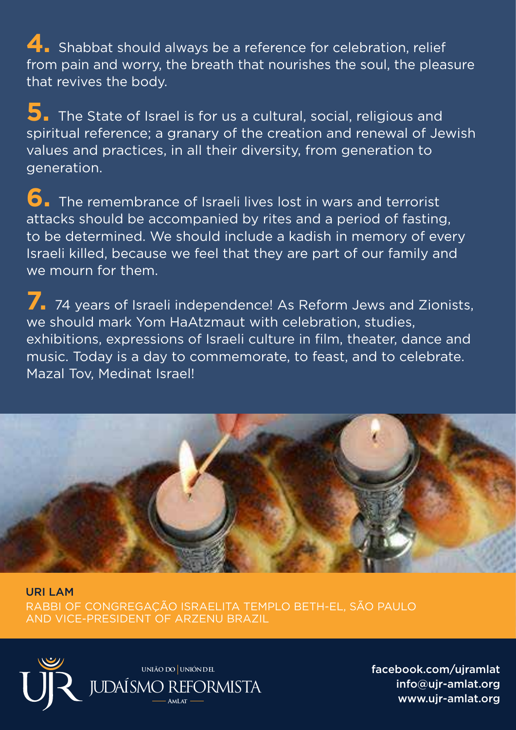**4.** Shabbat should always be a reference for celebration, relief from pain and worry, the breath that nourishes the soul, the pleasure that revives the body.

**5.** The State of Israel is for us a cultural, social, religious and spiritual reference; a granary of the creation and renewal of Jewish values and practices, in all their diversity, from generation to generation.

**6.** The remembrance of Israeli lives lost in wars and terrorist attacks should be accompanied by rites and a period of fasting, to be determined. We should include a kadish in memory of every Israeli killed, because we feel that they are part of our family and we mourn for them.

**7.** 74 years of Israeli independence! As Reform Jews and Zionists, we should mark Yom HaAtzmaut with celebration, studies, exhibitions, expressions of Israeli culture in film, theater, dance and music. Today is a day to commemorate, to feast, and to celebrate. Mazal Tov, Medinat Israel!

**URI LAM**
RABBI OF CONGREGAÇÃO ISRAELITA TEMPLO BETH-EL, SÃO PAULO AND VICE-PRESIDENT OF ARZENU BRAZIL

UNIÃO DO | UNIÓN DEL JUDAÍSMO REFORMISTA — AMLAT

facebook.com/ujramlat
info@ujr-amlat.org
www.ujr-amlat.org